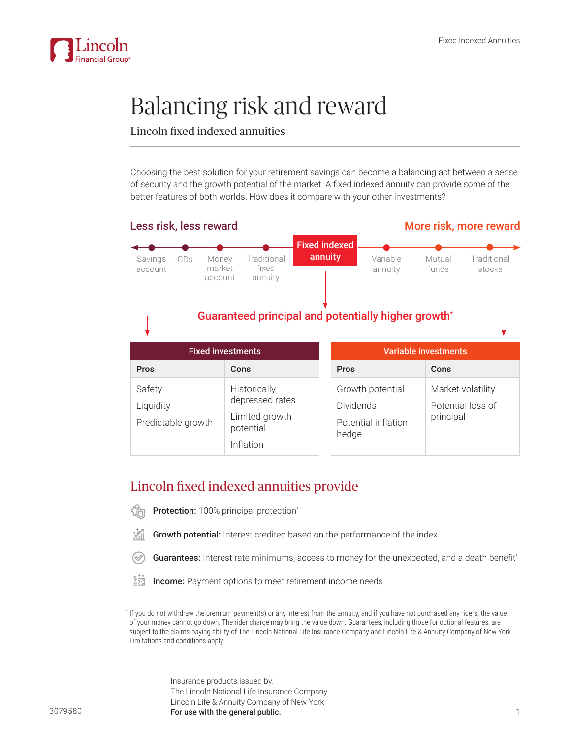# Balancing risk and reward

## Lincoln fixed indexed annuities

Choosing the best solution for your retirement savings can become a balancing act between a sense of security and the growth potential of the market. A fixed indexed annuity can provide some of the better features of both worlds. How does it compare with your other investments?

**Less risk, less reward** — **More risk, more reward**

Savings account → CDs → Money market account → Traditional fixed annuity → **Fixed indexed annuity** → Variable annuity → Mutual funds → Traditional stocks

**Guaranteed principal and potentially higher growth***

| Fixed investments | | Variable investments | |
|---|---|---|---|
| **Pros** | **Cons** | **Pros** | **Cons** |
| Safety<br>Liquidity<br>Predictable growth | Historically depressed rates<br>Limited growth potential<br>Inflation | Growth potential<br>Dividends<br>Potential inflation hedge | Market volatility<br>Potential loss of principal |

## Lincoln fixed indexed annuities provide

- **Protection:** 100% principal protection*
- **Growth potential:** Interest credited based on the performance of the index
- **Guarantees:** Interest rate minimums, access to money for the unexpected, and a death benefit*
- **Income:** Payment options to meet retirement income needs

* If you do not withdraw the premium payment(s) or any interest from the annuity, and if you have not purchased any riders, the value of your money cannot go down. The rider charge may bring the value down. Guarantees, including those for optional features, are subject to the claims-paying ability of The Lincoln National Life Insurance Company and Lincoln Life & Annuity Company of New York. Limitations and conditions apply.

Insurance products issued by:
The Lincoln National Life Insurance Company
Lincoln Life & Annuity Company of New York
**For use with the general public.**

3079580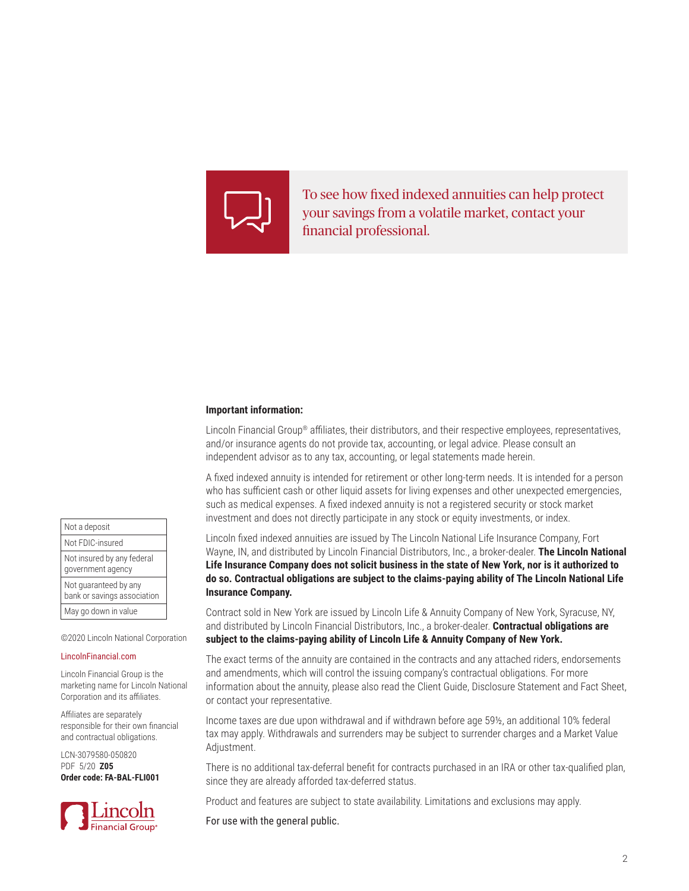To see how fixed indexed annuities can help protect your savings from a volatile market, contact your financial professional.

**Important information:**

Lincoln Financial Group® affiliates, their distributors, and their respective employees, representatives, and/or insurance agents do not provide tax, accounting, or legal advice. Please consult an independent advisor as to any tax, accounting, or legal statements made herein.

A fixed indexed annuity is intended for retirement or other long-term needs. It is intended for a person who has sufficient cash or other liquid assets for living expenses and other unexpected emergencies, such as medical expenses. A fixed indexed annuity is not a registered security or stock market investment and does not directly participate in any stock or equity investments, or index.

Lincoln fixed indexed annuities are issued by The Lincoln National Life Insurance Company, Fort Wayne, IN, and distributed by Lincoln Financial Distributors, Inc., a broker-dealer. **The Lincoln National Life Insurance Company does not solicit business in the state of New York, nor is it authorized to do so. Contractual obligations are subject to the claims-paying ability of The Lincoln National Life Insurance Company.**

Contract sold in New York are issued by Lincoln Life & Annuity Company of New York, Syracuse, NY, and distributed by Lincoln Financial Distributors, Inc., a broker-dealer. **Contractual obligations are subject to the claims-paying ability of Lincoln Life & Annuity Company of New York.**

The exact terms of the annuity are contained in the contracts and any attached riders, endorsements and amendments, which will control the issuing company's contractual obligations. For more information about the annuity, please also read the Client Guide, Disclosure Statement and Fact Sheet, or contact your representative.

Income taxes are due upon withdrawal and if withdrawn before age 59½, an additional 10% federal tax may apply. Withdrawals and surrenders may be subject to surrender charges and a Market Value Adjustment.

There is no additional tax-deferral benefit for contracts purchased in an IRA or other tax-qualified plan, since they are already afforded tax-deferred status.

Product and features are subject to state availability. Limitations and exclusions may apply.

For use with the general public.

| |
|---|
| Not a deposit |
| Not FDIC-insured |
| Not insured by any federal government agency |
| Not guaranteed by any bank or savings association |
| May go down in value |

©2020 Lincoln National Corporation

LincolnFinancial.com

Lincoln Financial Group is the marketing name for Lincoln National Corporation and its affiliates.

Affiliates are separately responsible for their own financial and contractual obligations.

LCN-3079580-050820
PDF 5/20 **Z05**
**Order code: FA-BAL-FLI001**

Lincoln Financial Group®